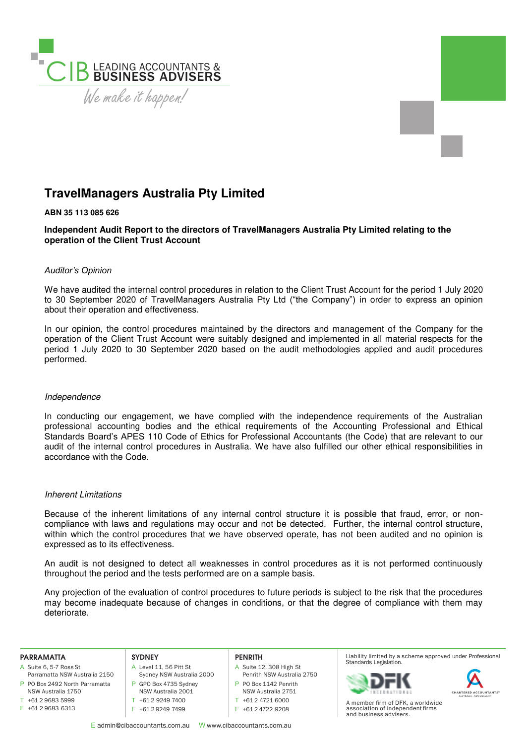CIB LEADING ACCOUNTANTS & BUSINESS ADVISERS

*We make it happen!*

# TravelManagers Australia Pty Limited

**ABN 35 113 085 626**

**Independent Audit Report to the directors of TravelManagers Australia Pty Limited relating to the operation of the Client Trust Account**

*Auditor's Opinion*

We have audited the internal control procedures in relation to the Client Trust Account for the period 1 July 2020 to 30 September 2020 of TravelManagers Australia Pty Ltd ("the Company") in order to express an opinion about their operation and effectiveness.

In our opinion, the control procedures maintained by the directors and management of the Company for the operation of the Client Trust Account were suitably designed and implemented in all material respects for the period 1 July 2020 to 30 September 2020 based on the audit methodologies applied and audit procedures performed.

*Independence*

In conducting our engagement, we have complied with the independence requirements of the Australian professional accounting bodies and the ethical requirements of the Accounting Professional and Ethical Standards Board's APES 110 Code of Ethics for Professional Accountants (the Code) that are relevant to our audit of the internal control procedures in Australia. We have also fulfilled our other ethical responsibilities in accordance with the Code.

*Inherent Limitations*

Because of the inherent limitations of any internal control structure it is possible that fraud, error, or non-compliance with laws and regulations may occur and not be detected. Further, the internal control structure, within which the control procedures that we have observed operate, has not been audited and no opinion is expressed as to its effectiveness.

An audit is not designed to detect all weaknesses in control procedures as it is not performed continuously throughout the period and the tests performed are on a sample basis.

Any projection of the evaluation of control procedures to future periods is subject to the risk that the procedures may become inadequate because of changes in conditions, or that the degree of compliance with them may deteriorate.

**PARRAMATTA**
A Suite 6, 5-7 Ross St Parramatta NSW Australia 2150
P PO Box 2492 North Parramatta NSW Australia 1750
T +61 2 9683 5999
F +61 2 9683 6313

**SYDNEY**
A Level 11, 56 Pitt St Sydney NSW Australia 2000
P GPO Box 4735 Sydney NSW Australia 2001
T +61 2 9249 7400
F +61 2 9249 7499

**PENRITH**
A Suite 12, 308 High St Penrith NSW Australia 2750
P PO Box 1142 Penrith NSW Australia 2751
T +61 2 4721 6000
F +61 2 4722 9208

Liability limited by a scheme approved under Professional Standards Legislation.

A member firm of DFK, a worldwide association of independent firms and business advisers.

E admin@cibaccountants.com.au W www.cibaccountants.com.au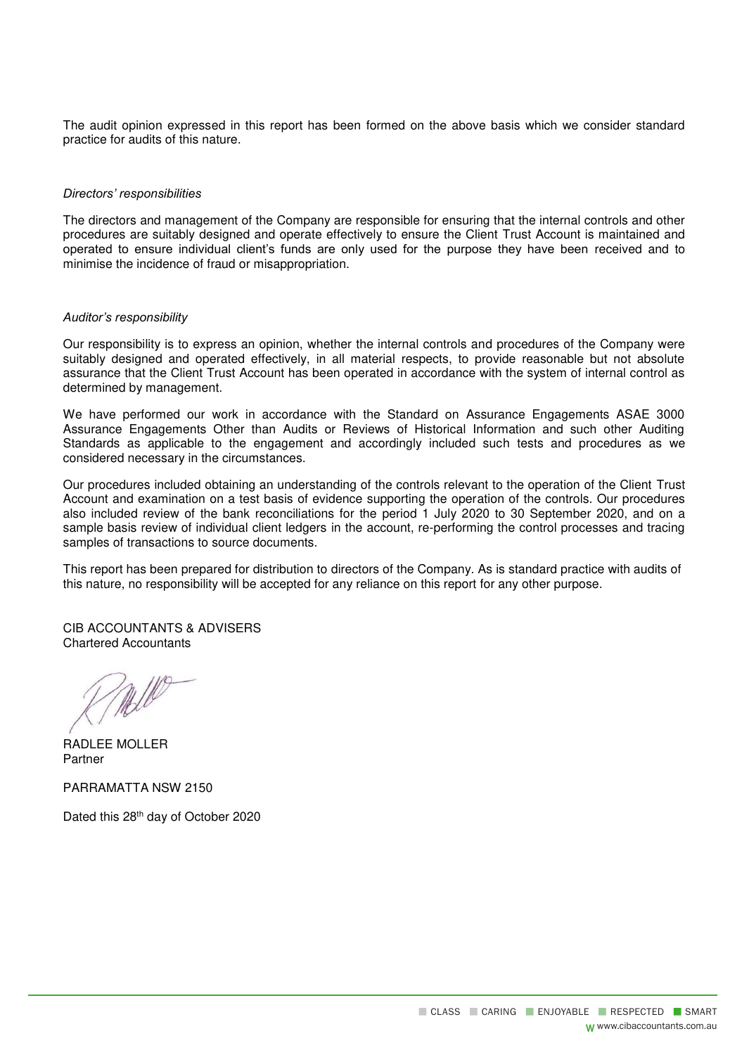The audit opinion expressed in this report has been formed on the above basis which we consider standard practice for audits of this nature.

*Directors' responsibilities*

The directors and management of the Company are responsible for ensuring that the internal controls and other procedures are suitably designed and operate effectively to ensure the Client Trust Account is maintained and operated to ensure individual client's funds are only used for the purpose they have been received and to minimise the incidence of fraud or misappropriation.

*Auditor's responsibility*

Our responsibility is to express an opinion, whether the internal controls and procedures of the Company were suitably designed and operated effectively, in all material respects, to provide reasonable but not absolute assurance that the Client Trust Account has been operated in accordance with the system of internal control as determined by management.

We have performed our work in accordance with the Standard on Assurance Engagements ASAE 3000 Assurance Engagements Other than Audits or Reviews of Historical Information and such other Auditing Standards as applicable to the engagement and accordingly included such tests and procedures as we considered necessary in the circumstances.

Our procedures included obtaining an understanding of the controls relevant to the operation of the Client Trust Account and examination on a test basis of evidence supporting the operation of the controls. Our procedures also included review of the bank reconciliations for the period 1 July 2020 to 30 September 2020, and on a sample basis review of individual client ledgers in the account, re-performing the control processes and tracing samples of transactions to source documents.

This report has been prepared for distribution to directors of the Company. As is standard practice with audits of this nature, no responsibility will be accepted for any reliance on this report for any other purpose.

CIB ACCOUNTANTS & ADVISERS
Chartered Accountants

RADLEE MOLLER
Partner

PARRAMATTA NSW 2150

Dated this 28th day of October 2020